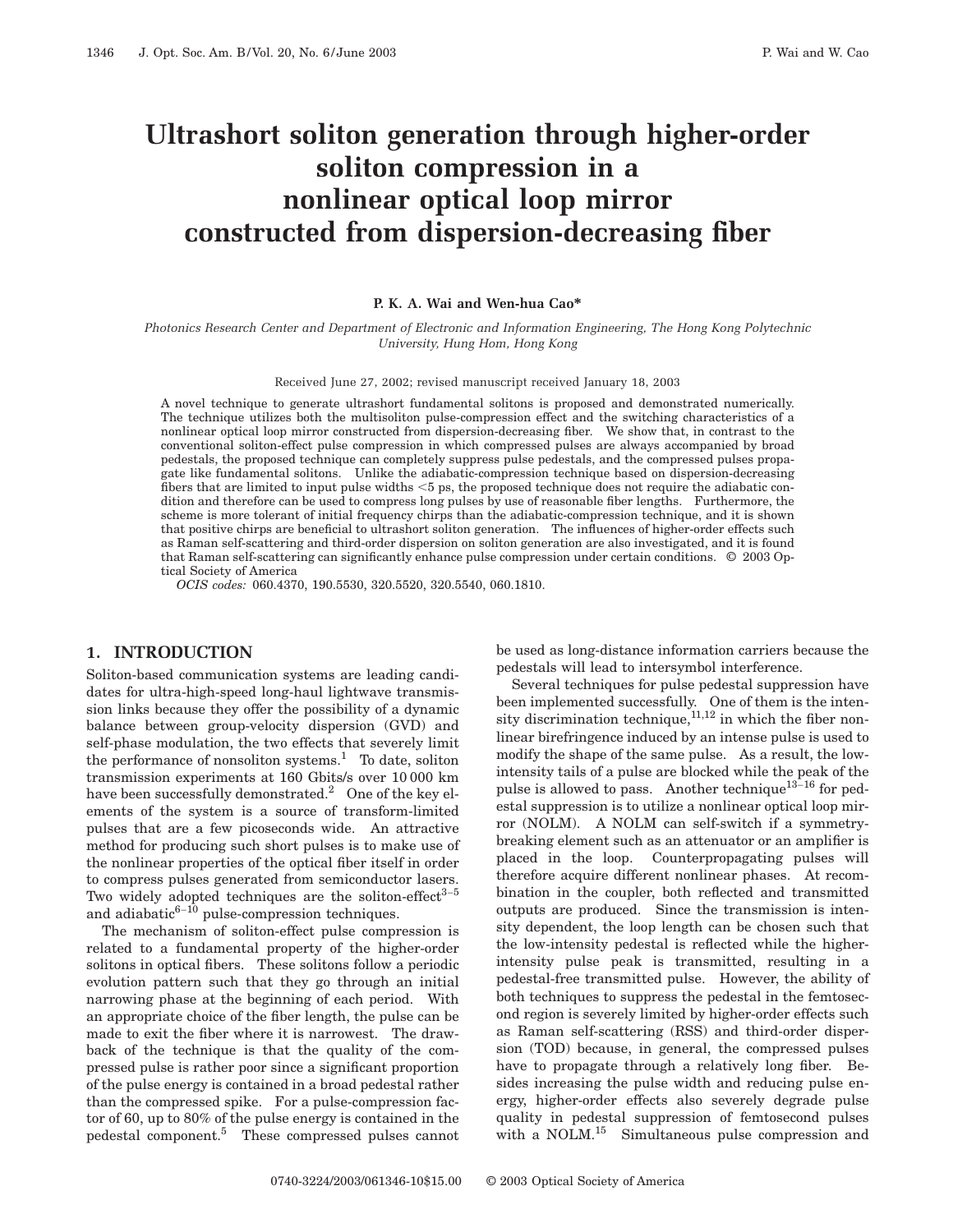# Ultrashort soliton generation through higher-order soliton compression in a nonlinear optical loop mirror constructed from dispersion-decreasing fiber

**P. K. A. Wai and Wen-hua Cao***

*Photonics Research Center and Department of Electronic and Information Engineering, The Hong Kong Polytechnic University, Hung Hom, Hong Kong*

Received June 27, 2002; revised manuscript received January 18, 2003

A novel technique to generate ultrashort fundamental solitons is proposed and demonstrated numerically. The technique utilizes both the multisoliton pulse-compression effect and the switching characteristics of a nonlinear optical loop mirror constructed from dispersion-decreasing fiber. We show that, in contrast to the conventional soliton-effect pulse compression in which compressed pulses are always accompanied by broad pedestals, the proposed technique can completely suppress pulse pedestals, and the compressed pulses propagate like fundamental solitons. Unlike the adiabatic-compression technique based on dispersion-decreasing fibers that are limited to input pulse widths <5 ps, the proposed technique does not require the adiabatic condition and therefore can be used to compress long pulses by use of reasonable fiber lengths. Furthermore, the scheme is more tolerant of initial frequency chirps than the adiabatic-compression technique, and it is shown that positive chirps are beneficial to ultrashort soliton generation. The influences of higher-order effects such as Raman self-scattering and third-order dispersion on soliton generation are also investigated, and it is found that Raman self-scattering can significantly enhance pulse compression under certain conditions. © 2003 Optical Society of America

*OCIS codes:* 060.4370, 190.5530, 320.5520, 320.5540, 060.1810.

## 1. INTRODUCTION

Soliton-based communication systems are leading candidates for ultra-high-speed long-haul lightwave transmission links because they offer the possibility of a dynamic balance between group-velocity dispersion (GVD) and self-phase modulation, the two effects that severely limit the performance of nonsoliton systems.[1] To date, soliton transmission experiments at 160 Gbits/s over 10 000 km have been successfully demonstrated.[2] One of the key elements of the system is a source of transform-limited pulses that are a few picoseconds wide. An attractive method for producing such short pulses is to make use of the nonlinear properties of the optical fiber itself in order to compress pulses generated from semiconductor lasers. Two widely adopted techniques are the soliton-effect[3–5] and adiabatic[6–10] pulse-compression techniques.

The mechanism of soliton-effect pulse compression is related to a fundamental property of the higher-order solitons in optical fibers. These solitons follow a periodic evolution pattern such that they go through an initial narrowing phase at the beginning of each period. With an appropriate choice of the fiber length, the pulse can be made to exit the fiber where it is narrowest. The drawback of the technique is that the quality of the compressed pulse is rather poor since a significant proportion of the pulse energy is contained in a broad pedestal rather than the compressed spike. For a pulse-compression factor of 60, up to 80% of the pulse energy is contained in the pedestal component.[5] These compressed pulses cannot be used as long-distance information carriers because the pedestals will lead to intersymbol interference.

Several techniques for pulse pedestal suppression have been implemented successfully. One of them is the intensity discrimination technique,[11,12] in which the fiber nonlinear birefringence induced by an intense pulse is used to modify the shape of the same pulse. As a result, the low-intensity tails of a pulse are blocked while the peak of the pulse is allowed to pass. Another technique[13–16] for pedestal suppression is to utilize a nonlinear optical loop mirror (NOLM). A NOLM can self-switch if a symmetry-breaking element such as an attenuator or an amplifier is placed in the loop. Counterpropagating pulses will therefore acquire different nonlinear phases. At recombination in the coupler, both reflected and transmitted outputs are produced. Since the transmission is intensity dependent, the loop length can be chosen such that the low-intensity pedestal is reflected while the higher-intensity pulse peak is transmitted, resulting in a pedestal-free transmitted pulse. However, the ability of both techniques to suppress the pedestal in the femtosecond region is severely limited by higher-order effects such as Raman self-scattering (RSS) and third-order dispersion (TOD) because, in general, the compressed pulses have to propagate through a relatively long fiber. Besides increasing the pulse width and reducing pulse energy, higher-order effects also severely degrade pulse quality in pedestal suppression of femtosecond pulses with a NOLM.[15] Simultaneous pulse compression and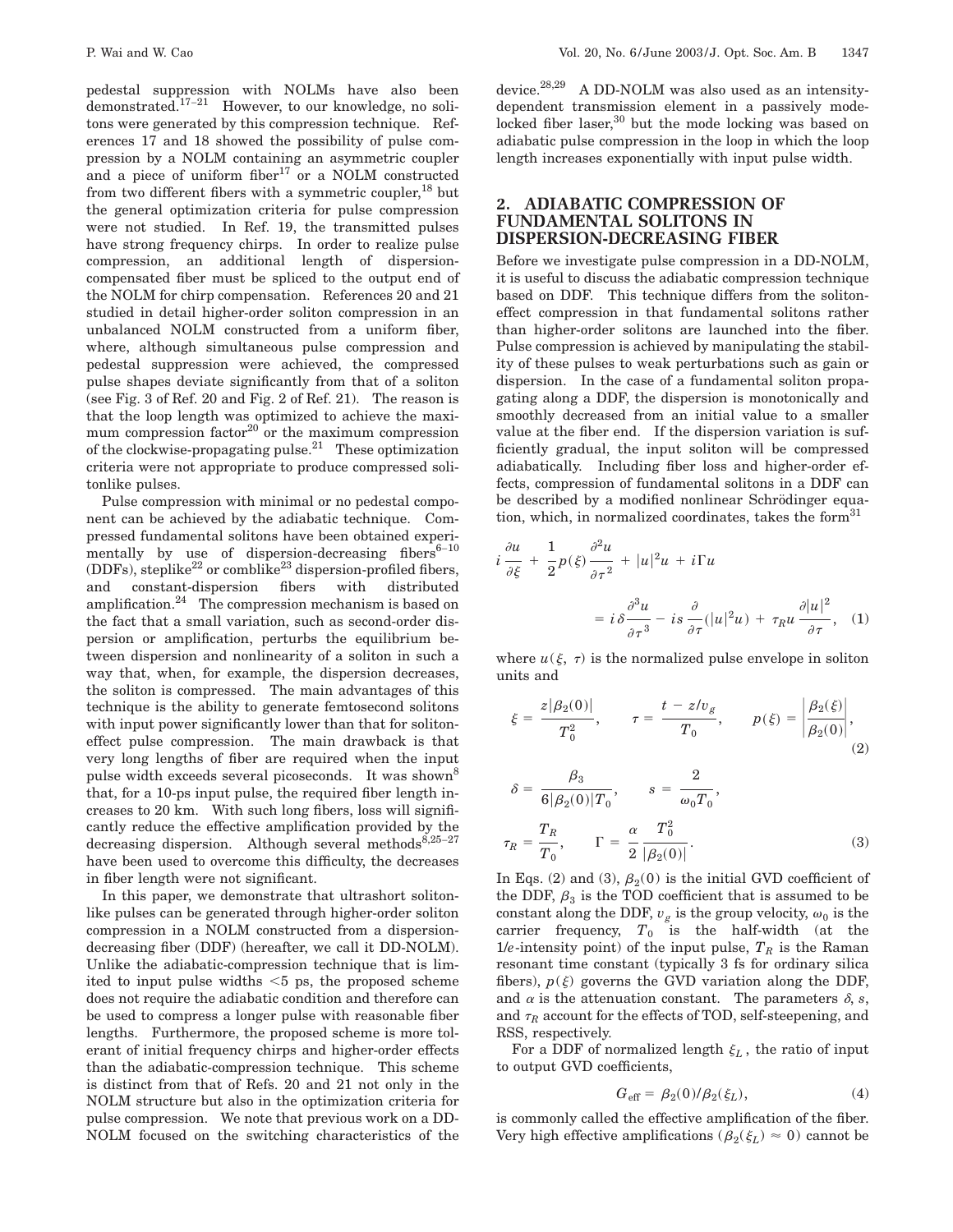pedestal suppression with NOLMs have also been demonstrated.[17–21] However, to our knowledge, no solitons were generated by this compression technique. References 17 and 18 showed the possibility of pulse compression by a NOLM containing an asymmetric coupler and a piece of uniform fiber[17] or a NOLM constructed from two different fibers with a symmetric coupler,[18] but the general optimization criteria for pulse compression were not studied. In Ref. 19, the transmitted pulses have strong frequency chirps. In order to realize pulse compression, an additional length of dispersion-compensated fiber must be spliced to the output end of the NOLM for chirp compensation. References 20 and 21 studied in detail higher-order soliton compression in an unbalanced NOLM constructed from a uniform fiber, where, although simultaneous pulse compression and pedestal suppression were achieved, the compressed pulse shapes deviate significantly from that of a soliton (see Fig. 3 of Ref. 20 and Fig. 2 of Ref. 21). The reason is that the loop length was optimized to achieve the maximum compression factor[20] or the maximum compression of the clockwise-propagating pulse.[21] These optimization criteria were not appropriate to produce compressed solitonlike pulses.

Pulse compression with minimal or no pedestal component can be achieved by the adiabatic technique. Compressed fundamental solitons have been obtained experimentally by use of dispersion-decreasing fibers[6–10] (DDFs), steplike[22] or comblike[23] dispersion-profiled fibers, and constant-dispersion fibers with distributed amplification.[24] The compression mechanism is based on the fact that a small variation, such as second-order dispersion or amplification, perturbs the equilibrium between dispersion and nonlinearity of a soliton in such a way that, when, for example, the dispersion decreases, the soliton is compressed. The main advantages of this technique is the ability to generate femtosecond solitons with input power significantly lower than that for soliton-effect pulse compression. The main drawback is that very long lengths of fiber are required when the input pulse width exceeds several picoseconds. It was shown[8] that, for a 10-ps input pulse, the required fiber length increases to 20 km. With such long fibers, loss will significantly reduce the effective amplification provided by the decreasing dispersion. Although several methods[8,25–27] have been used to overcome this difficulty, the decreases in fiber length were not significant.

In this paper, we demonstrate that ultrashort solitonlike pulses can be generated through higher-order soliton compression in a NOLM constructed from a dispersion-decreasing fiber (DDF) (hereafter, we call it DD-NOLM). Unlike the adiabatic-compression technique that is limited to input pulse widths <5 ps, the proposed scheme does not require the adiabatic condition and therefore can be used to compress a longer pulse with reasonable fiber lengths. Furthermore, the proposed scheme is more tolerant of initial frequency chirps and higher-order effects than the adiabatic-compression technique. This scheme is distinct from that of Refs. 20 and 21 not only in the NOLM structure but also in the optimization criteria for pulse compression. We note that previous work on a DD-NOLM focused on the switching characteristics of the device.[28,29] A DD-NOLM was also used as an intensity-dependent transmission element in a passively mode-locked fiber laser,[30] but the mode locking was based on adiabatic pulse compression in the loop in which the loop length increases exponentially with input pulse width.

## 2. ADIABATIC COMPRESSION OF FUNDAMENTAL SOLITONS IN DISPERSION-DECREASING FIBER

Before we investigate pulse compression in a DD-NOLM, it is useful to discuss the adiabatic compression technique based on DDF. This technique differs from the soliton-effect compression in that fundamental solitons rather than higher-order solitons are launched into the fiber. Pulse compression is achieved by manipulating the stability of these pulses to weak perturbations such as gain or dispersion. In the case of a fundamental soliton propagating along a DDF, the dispersion is monotonically and smoothly decreased from an initial value to a smaller value at the fiber end. If the dispersion variation is sufficiently gradual, the input soliton will be compressed adiabatically. Including fiber loss and higher-order effects, compression of fundamental solitons in a DDF can be described by a modified nonlinear Schrödinger equation, which, in normalized coordinates, takes the form[31]

$$i\frac{\partial u}{\partial \xi} + \frac{1}{2}p(\xi)\frac{\partial^2 u}{\partial \tau^2} + |u|^2 u + i\Gamma u = i\delta\frac{\partial^3 u}{\partial \tau^3} - is\frac{\partial}{\partial \tau}(|u|^2 u) + \tau_R u\frac{\partial |u|^2}{\partial \tau}, \quad (1)$$

where $u(\xi, \tau)$ is the normalized pulse envelope in soliton units and

$$\xi = \frac{z|\beta_2(0)|}{T_0^2}, \qquad \tau = \frac{t - z/v_g}{T_0}, \qquad p(\xi) = \left|\frac{\beta_2(\xi)}{\beta_2(0)}\right|, \quad (2)$$

$$\delta = \frac{\beta_3}{6|\beta_2(0)|T_0}, \qquad s = \frac{2}{\omega_0 T_0},$$

$$\tau_R = \frac{T_R}{T_0}, \qquad \Gamma = \frac{\alpha}{2}\frac{T_0^2}{|\beta_2(0)|}. \quad (3)$$

In Eqs. (2) and (3), $\beta_2(0)$ is the initial GVD coefficient of the DDF, $\beta_3$ is the TOD coefficient that is assumed to be constant along the DDF, $v_g$ is the group velocity, $\omega_0$ is the carrier frequency, $T_0$ is the half-width (at the $1/e$-intensity point) of the input pulse, $T_R$ is the Raman resonant time constant (typically 3 fs for ordinary silica fibers), $p(\xi)$ governs the GVD variation along the DDF, and $\alpha$ is the attenuation constant. The parameters $\delta$, $s$, and $\tau_R$ account for the effects of TOD, self-steepening, and RSS, respectively.

For a DDF of normalized length $\xi_L$, the ratio of input to output GVD coefficients,

$$G_{\text{eff}} = \beta_2(0)/\beta_2(\xi_L), \quad (4)$$

is commonly called the effective amplification of the fiber. Very high effective amplifications ($\beta_2(\xi_L) \approx 0$) cannot be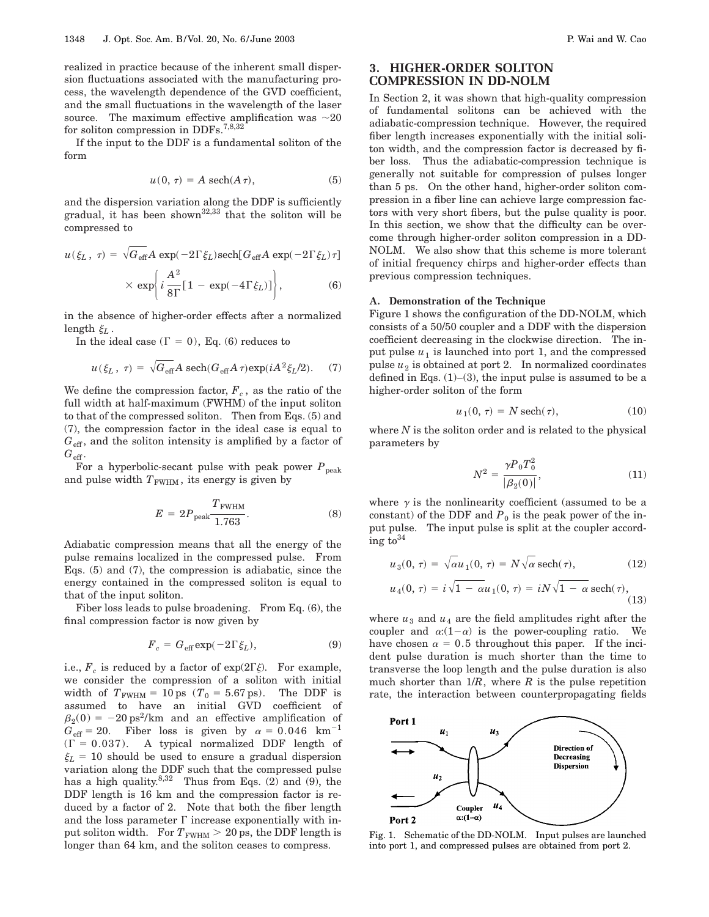realized in practice because of the inherent small dispersion fluctuations associated with the manufacturing process, the wavelength dependence of the GVD coefficient, and the small fluctuations in the wavelength of the laser source. The maximum effective amplification was ~20 for soliton compression in DDFs.[7,8,32]

If the input to the DDF is a fundamental soliton of the form

$$u(0, \tau) = A \operatorname{sech}(A\tau), \tag{5}$$

and the dispersion variation along the DDF is sufficiently gradual, it has been shown[32,33] that the soliton will be compressed to

$$u(\xi_L, \tau) = \sqrt{G_{\text{eff}}} A \exp(-2\Gamma\xi_L) \operatorname{sech}[G_{\text{eff}} A \exp(-2\Gamma\xi_L)\tau] \times \exp\left\{ i \frac{A^2}{8\Gamma} [1 - \exp(-4\Gamma\xi_L)] \right\}, \tag{6}$$

in the absence of higher-order effects after a normalized length $\xi_L$.

In the ideal case ($\Gamma = 0$), Eq. (6) reduces to

$$u(\xi_L, \tau) = \sqrt{G_{\text{eff}}} A \operatorname{sech}(G_{\text{eff}} A \tau) \exp(iA^2\xi_L/2). \tag{7}$$

We define the compression factor, $F_c$, as the ratio of the full width at half-maximum (FWHM) of the input soliton to that of the compressed soliton. Then from Eqs. (5) and (7), the compression factor in the ideal case is equal to $G_{\text{eff}}$, and the soliton intensity is amplified by a factor of $G_{\text{eff}}$.

For a hyperbolic-secant pulse with peak power $P_{\text{peak}}$ and pulse width $T_{\text{FWHM}}$, its energy is given by

$$E = 2P_{\text{peak}} \frac{T_{\text{FWHM}}}{1.763}. \tag{8}$$

Adiabatic compression means that all the energy of the pulse remains localized in the compressed pulse. From Eqs. (5) and (7), the compression is adiabatic, since the energy contained in the compressed soliton is equal to that of the input soliton.

Fiber loss leads to pulse broadening. From Eq. (6), the final compression factor is now given by

$$F_c = G_{\text{eff}} \exp(-2\Gamma\xi_L), \tag{9}$$

i.e., $F_c$ is reduced by a factor of $\exp(2\Gamma\xi)$. For example, we consider the compression of a soliton with initial width of $T_{\text{FWHM}} = 10\,\text{ps}$ ($T_0 = 5.67\,\text{ps}$). The DDF is assumed to have an initial GVD coefficient of $\beta_2(0) = -20\,\text{ps}^2/\text{km}$ and an effective amplification of $G_{\text{eff}} = 20$. Fiber loss is given by $\alpha = 0.046\ \text{km}^{-1}$ ($\Gamma = 0.037$). A typical normalized DDF length of $\xi_L = 10$ should be used to ensure a gradual dispersion variation along the DDF such that the compressed pulse has a high quality.[8,32] Thus from Eqs. (2) and (9), the DDF length is 16 km and the compression factor is reduced by a factor of 2. Note that both the fiber length and the loss parameter $\Gamma$ increase exponentially with input soliton width. For $T_{\text{FWHM}} > 20\,\text{ps}$, the DDF length is longer than 64 km, and the soliton ceases to compress.

## 3. HIGHER-ORDER SOLITON COMPRESSION IN DD-NOLM

In Section 2, it was shown that high-quality compression of fundamental solitons can be achieved with the adiabatic-compression technique. However, the required fiber length increases exponentially with the initial soliton width, and the compression factor is decreased by fiber loss. Thus the adiabatic-compression technique is generally not suitable for compression of pulses longer than 5 ps. On the other hand, higher-order soliton compression in a fiber line can achieve large compression factors with very short fibers, but the pulse quality is poor. In this section, we show that the difficulty can be overcome through higher-order soliton compression in a DD-NOLM. We also show that this scheme is more tolerant of initial frequency chirps and higher-order effects than previous compression techniques.

### A. Demonstration of the Technique

Figure 1 shows the configuration of the DD-NOLM, which consists of a 50/50 coupler and a DDF with the dispersion coefficient decreasing in the clockwise direction. The input pulse $u_1$ is launched into port 1, and the compressed pulse $u_2$ is obtained at port 2. In normalized coordinates defined in Eqs. (1)–(3), the input pulse is assumed to be a higher-order soliton of the form

$$u_1(0, \tau) = N \operatorname{sech}(\tau), \tag{10}$$

where $N$ is the soliton order and is related to the physical parameters by

$$N^2 = \frac{\gamma P_0 T_0^2}{|\beta_2(0)|}, \tag{11}$$

where $\gamma$ is the nonlinearity coefficient (assumed to be a constant) of the DDF and $P_0$ is the peak power of the input pulse. The input pulse is split at the coupler according to[34]

$$u_3(0, \tau) = \sqrt{\alpha} u_1(0, \tau) = N\sqrt{\alpha} \operatorname{sech}(\tau), \tag{12}$$

$$u_4(0, \tau) = i\sqrt{1 - \alpha} u_1(0, \tau) = iN\sqrt{1 - \alpha} \operatorname{sech}(\tau), \tag{13}$$

where $u_3$ and $u_4$ are the field amplitudes right after the coupler and $\alpha$:$(1-\alpha)$ is the power-coupling ratio. We have chosen $\alpha = 0.5$ throughout this paper. If the incident pulse duration is much shorter than the time to transverse the loop length and the pulse duration is also much shorter than $1/R$, where $R$ is the pulse repetition rate, the interaction between counterpropagating fields

Fig. 1. Schematic of the DD-NOLM. Input pulses are launched into port 1, and compressed pulses are obtained from port 2.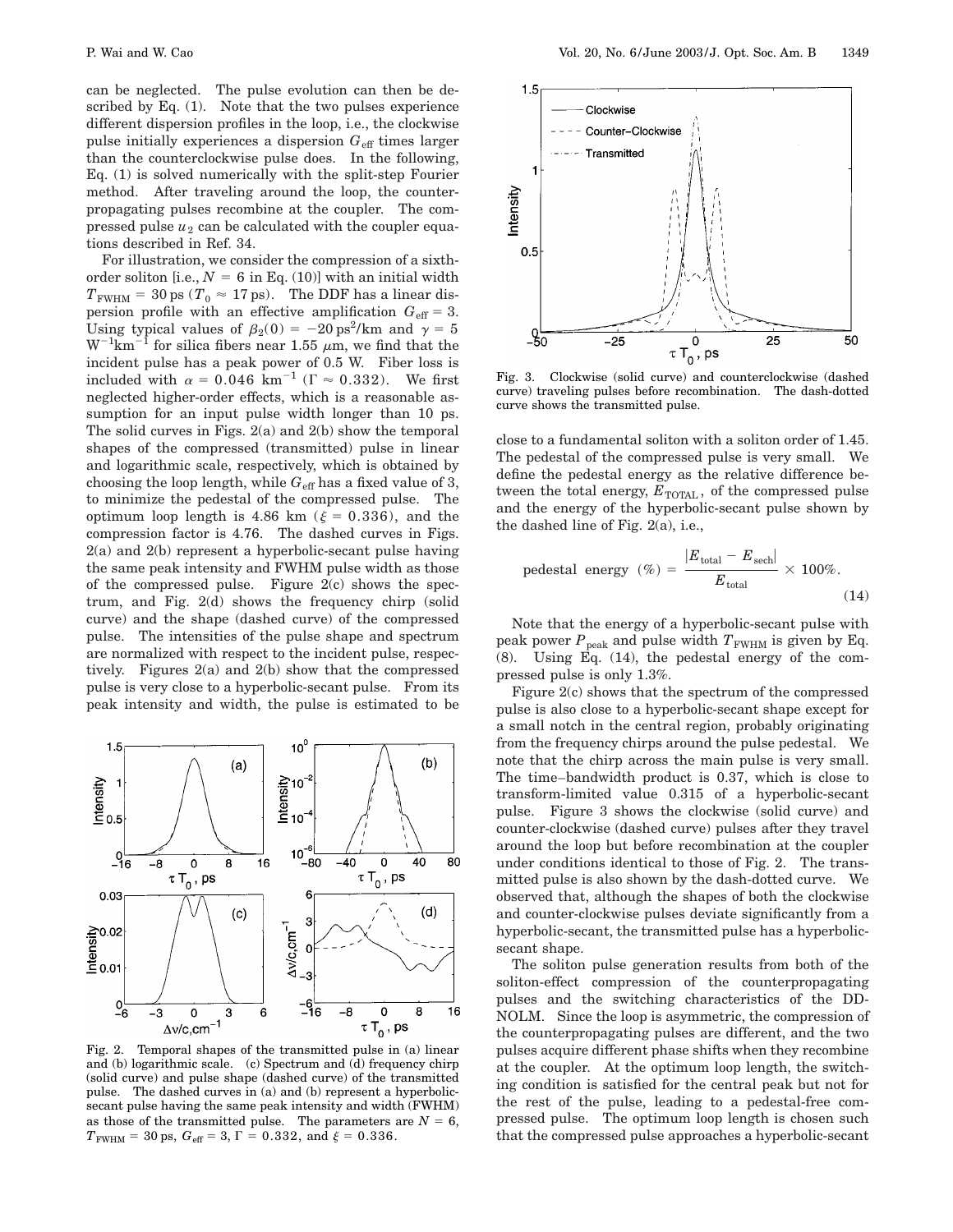can be neglected. The pulse evolution can then be described by Eq. (1). Note that the two pulses experience different dispersion profiles in the loop, i.e., the clockwise pulse initially experiences a dispersion $G_{\text{eff}}$ times larger than the counterclockwise pulse does. In the following, Eq. (1) is solved numerically with the split-step Fourier method. After traveling around the loop, the counterpropagating pulses recombine at the coupler. The compressed pulse $u_2$ can be calculated with the coupler equations described in Ref. 34.

For illustration, we consider the compression of a sixth-order soliton [i.e., $N = 6$ in Eq. (10)] with an initial width $T_{\text{FWHM}} = 30\,\text{ps}$ ($T_0 \approx 17\,\text{ps}$). The DDF has a linear dispersion profile with an effective amplification $G_{\text{eff}} = 3$. Using typical values of $\beta_2(0) = -20\,\text{ps}^2/\text{km}$ and $\gamma = 5\,\text{W}^{-1}\text{km}^{-1}$ for silica fibers near $1.55\,\mu\text{m}$, we find that the incident pulse has a peak power of 0.5 W. Fiber loss is included with $\alpha = 0.046\,\text{km}^{-1}$ ($\Gamma \approx 0.332$). We first neglected higher-order effects, which is a reasonable assumption for an input pulse width longer than 10 ps. The solid curves in Figs. 2(a) and 2(b) show the temporal shapes of the compressed (transmitted) pulse in linear and logarithmic scale, respectively, which is obtained by choosing the loop length, while $G_{\text{eff}}$ has a fixed value of 3, to minimize the pedestal of the compressed pulse. The optimum loop length is 4.86 km ($\xi = 0.336$), and the compression factor is 4.76. The dashed curves in Figs. 2(a) and 2(b) represent a hyperbolic-secant pulse having the same peak intensity and FWHM pulse width as those of the compressed pulse. Figure 2(c) shows the spectrum, and Fig. 2(d) shows the frequency chirp (solid curve) and the shape (dashed curve) of the compressed pulse. The intensities of the pulse shape and spectrum are normalized with respect to the incident pulse, respectively. Figures 2(a) and 2(b) show that the compressed pulse is very close to a hyperbolic-secant pulse. From its peak intensity and width, the pulse is estimated to be close to a fundamental soliton with a soliton order of 1.45. The pedestal of the compressed pulse is very small. We define the pedestal energy as the relative difference between the total energy, $E_{\text{TOTAL}}$, of the compressed pulse and the energy of the hyperbolic-secant pulse shown by the dashed line of Fig. 2(a), i.e.,

$$\text{pedestal energy } (\%) = \frac{|E_{\text{total}} - E_{\text{sech}}|}{E_{\text{total}}} \times 100\%. \tag{14}$$

Note that the energy of a hyperbolic-secant pulse with peak power $P_{\text{peak}}$ and pulse width $T_{\text{FWHM}}$ is given by Eq. (8). Using Eq. (14), the pedestal energy of the compressed pulse is only 1.3%.

Figure 2(c) shows that the spectrum of the compressed pulse is also close to a hyperbolic-secant shape except for a small notch in the central region, probably originating from the frequency chirps around the pulse pedestal. We note that the chirp across the main pulse is very small. The time–bandwidth product is 0.37, which is close to transform-limited value 0.315 of a hyperbolic-secant pulse. Figure 3 shows the clockwise (solid curve) and counter-clockwise (dashed curve) pulses after they travel around the loop but before recombination at the coupler under conditions identical to those of Fig. 2. The transmitted pulse is also shown by the dash-dotted curve. We observed that, although the shapes of both the clockwise and counter-clockwise pulses deviate significantly from a hyperbolic-secant, the transmitted pulse has a hyperbolic-secant shape.

The soliton pulse generation results from both of the soliton-effect compression of the counterpropagating pulses and the switching characteristics of the DD-NOLM. Since the loop is asymmetric, the compression of the counterpropagating pulses are different, and the two pulses acquire different phase shifts when they recombine at the coupler. At the optimum loop length, the switching condition is satisfied for the central peak but not for the rest of the pulse, leading to a pedestal-free compressed pulse. The optimum loop length is chosen such that the compressed pulse approaches a hyperbolic-secant

Fig. 2. Temporal shapes of the transmitted pulse in (a) linear and (b) logarithmic scale. (c) Spectrum and (d) frequency chirp (solid curve) and pulse shape (dashed curve) of the transmitted pulse. The dashed curves in (a) and (b) represent a hyperbolic-secant pulse having the same peak intensity and width (FWHM) as those of the transmitted pulse. The parameters are $N = 6$, $T_{\text{FWHM}} = 30\,\text{ps}$, $G_{\text{eff}} = 3$, $\Gamma = 0.332$, and $\xi = 0.336$.

Fig. 3. Clockwise (solid curve) and counterclockwise (dashed curve) traveling pulses before recombination. The dash-dotted curve shows the transmitted pulse.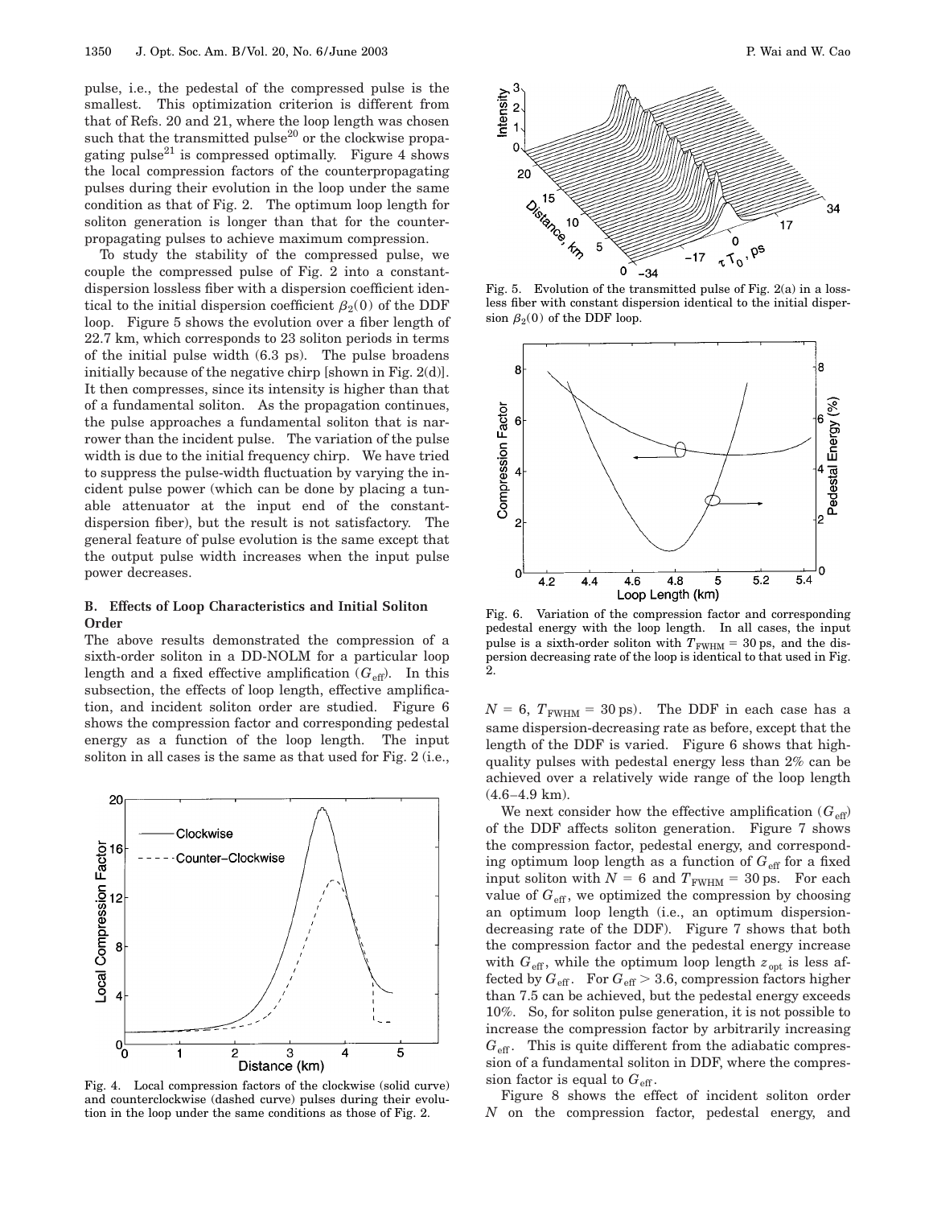pulse, i.e., the pedestal of the compressed pulse is the smallest. This optimization criterion is different from that of Refs. 20 and 21, where the loop length was chosen such that the transmitted pulse[20] or the clockwise propagating pulse[21] is compressed optimally. Figure 4 shows the local compression factors of the counterpropagating pulses during their evolution in the loop under the same condition as that of Fig. 2. The optimum loop length for soliton generation is longer than that for the counterpropagating pulses to achieve maximum compression.

To study the stability of the compressed pulse, we couple the compressed pulse of Fig. 2 into a constant-dispersion lossless fiber with a dispersion coefficient identical to the initial dispersion coefficient $\beta_2(0)$ of the DDF loop. Figure 5 shows the evolution over a fiber length of 22.7 km, which corresponds to 23 soliton periods in terms of the initial pulse width (6.3 ps). The pulse broadens initially because of the negative chirp [shown in Fig. 2(d)]. It then compresses, since its intensity is higher than that of a fundamental soliton. As the propagation continues, the pulse approaches a fundamental soliton that is narrower than the incident pulse. The variation of the pulse width is due to the initial frequency chirp. We have tried to suppress the pulse-width fluctuation by varying the incident pulse power (which can be done by placing a tunable attenuator at the input end of the constant-dispersion fiber), but the result is not satisfactory. The general feature of pulse evolution is the same except that the output pulse width increases when the input pulse power decreases.

### B. Effects of Loop Characteristics and Initial Soliton Order

The above results demonstrated the compression of a sixth-order soliton in a DD-NOLM for a particular loop length and a fixed effective amplification ($G_{\mathrm{eff}}$). In this subsection, the effects of loop length, effective amplification, and incident soliton order are studied. Figure 6 shows the compression factor and corresponding pedestal energy as a function of the loop length. The input soliton in all cases is the same as that used for Fig. 2 (i.e., $N = 6$, $T_{\mathrm{FWHM}} = 30\ \mathrm{ps}$). The DDF in each case has a same dispersion-decreasing rate as before, except that the length of the DDF is varied. Figure 6 shows that high-quality pulses with pedestal energy less than 2% can be achieved over a relatively wide range of the loop length (4.6–4.9 km).

Fig. 4. Local compression factors of the clockwise (solid curve) and counterclockwise (dashed curve) pulses during their evolution in the loop under the same conditions as those of Fig. 2.

Fig. 5. Evolution of the transmitted pulse of Fig. 2(a) in a lossless fiber with constant dispersion identical to the initial dispersion $\beta_2(0)$ of the DDF loop.

Fig. 6. Variation of the compression factor and corresponding pedestal energy with the loop length. In all cases, the input pulse is a sixth-order soliton with $T_{\mathrm{FWHM}} = 30\ \mathrm{ps}$, and the dispersion decreasing rate of the loop is identical to that used in Fig. 2.

We next consider how the effective amplification ($G_{\mathrm{eff}}$) of the DDF affects soliton generation. Figure 7 shows the compression factor, pedestal energy, and corresponding optimum loop length as a function of $G_{\mathrm{eff}}$ for a fixed input soliton with $N = 6$ and $T_{\mathrm{FWHM}} = 30\ \mathrm{ps}$. For each value of $G_{\mathrm{eff}}$, we optimized the compression by choosing an optimum loop length (i.e., an optimum dispersion-decreasing rate of the DDF). Figure 7 shows that both the compression factor and the pedestal energy increase with $G_{\mathrm{eff}}$, while the optimum loop length $z_{\mathrm{opt}}$ is less affected by $G_{\mathrm{eff}}$. For $G_{\mathrm{eff}} > 3.6$, compression factors higher than 7.5 can be achieved, but the pedestal energy exceeds 10%. So, for soliton pulse generation, it is not possible to increase the compression factor by arbitrarily increasing $G_{\mathrm{eff}}$. This is quite different from the adiabatic compression of a fundamental soliton in DDF, where the compression factor is equal to $G_{\mathrm{eff}}$.

Figure 8 shows the effect of incident soliton order $N$ on the compression factor, pedestal energy, and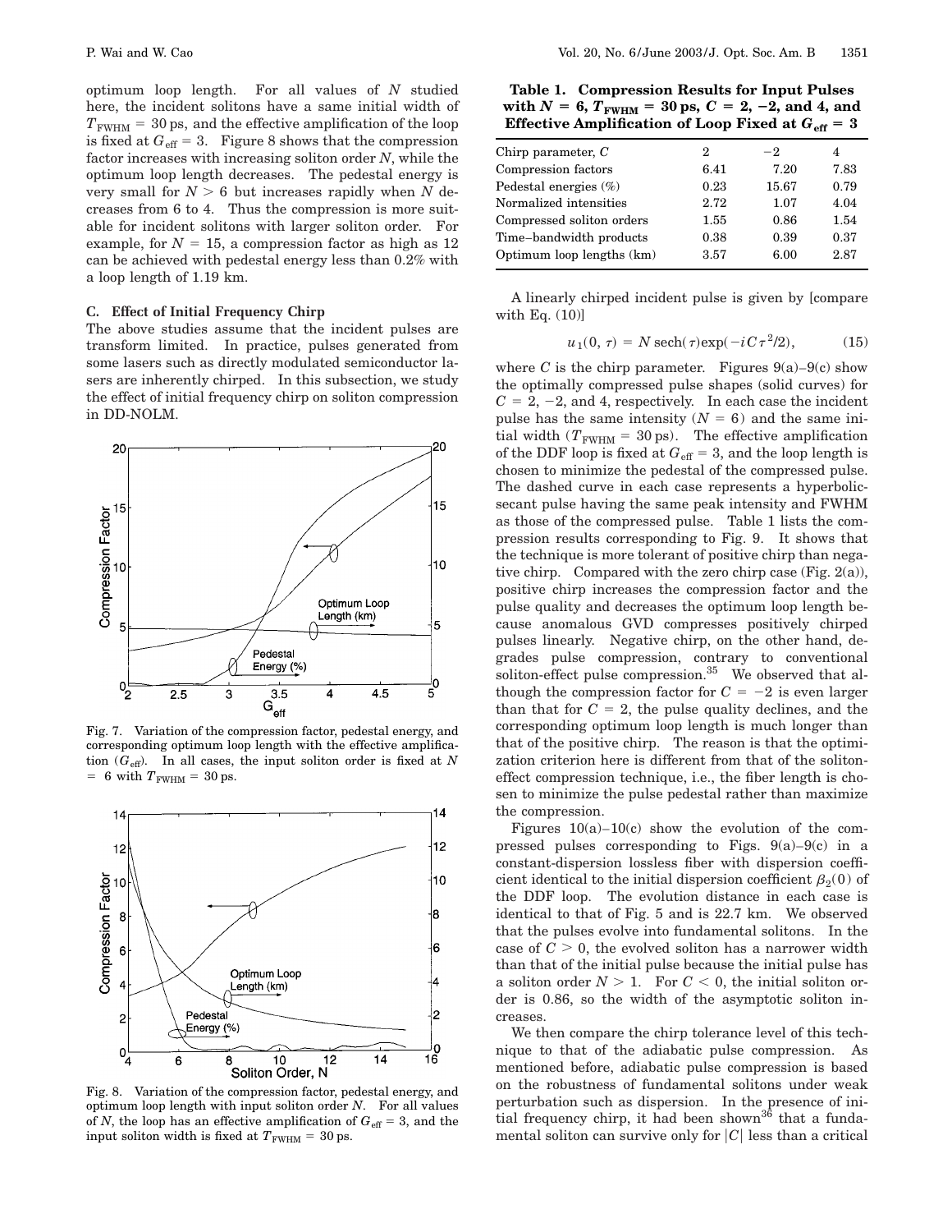optimum loop length. For all values of $N$ studied here, the incident solitons have a same initial width of $T_{\mathrm{FWHM}} = 30\,\mathrm{ps}$, and the effective amplification of the loop is fixed at $G_{\mathrm{eff}} = 3$. Figure 8 shows that the compression factor increases with increasing soliton order $N$, while the optimum loop length decreases. The pedestal energy is very small for $N > 6$ but increases rapidly when $N$ decreases from 6 to 4. Thus the compression is more suitable for incident solitons with larger soliton order. For example, for $N = 15$, a compression factor as high as 12 can be achieved with pedestal energy less than 0.2% with a loop length of 1.19 km.

### C. Effect of Initial Frequency Chirp

The above studies assume that the incident pulses are transform limited. In practice, pulses generated from some lasers such as directly modulated semiconductor lasers are inherently chirped. In this subsection, we study the effect of initial frequency chirp on soliton compression in DD-NOLM.

Fig. 7. Variation of the compression factor, pedestal energy, and corresponding optimum loop length with the effective amplification ($G_{\mathrm{eff}}$). In all cases, the input soliton order is fixed at $N = 6$ with $T_{\mathrm{FWHM}} = 30\,\mathrm{ps}$.

Fig. 8. Variation of the compression factor, pedestal energy, and optimum loop length with input soliton order $N$. For all values of $N$, the loop has an effective amplification of $G_{\mathrm{eff}} = 3$, and the input soliton width is fixed at $T_{\mathrm{FWHM}} = 30\,\mathrm{ps}$.

**Table 1. Compression Results for Input Pulses with $N = 6$, $T_{\mathrm{FWHM}} = 30\,\mathrm{ps}$, $C = 2, -2$, and 4, and Effective Amplification of Loop Fixed at $G_{\mathrm{eff}} = 3$**

| Chirp parameter, $C$ | 2 | −2 | 4 |
|---|---|---|---|
| Compression factors | 6.41 | 7.20 | 7.83 |
| Pedestal energies (%) | 0.23 | 15.67 | 0.79 |
| Normalized intensities | 2.72 | 1.07 | 4.04 |
| Compressed soliton orders | 1.55 | 0.86 | 1.54 |
| Time–bandwidth products | 0.38 | 0.39 | 0.37 |
| Optimum loop lengths (km) | 3.57 | 6.00 | 2.87 |

A linearly chirped incident pulse is given by [compare with Eq. (10)]

$$u_1(0,\, \tau) = N\,\mathrm{sech}(\tau)\exp(-iC\tau^2/2), \tag{15}$$

where $C$ is the chirp parameter. Figures 9(a)–9(c) show the optimally compressed pulse shapes (solid curves) for $C = 2, -2$, and 4, respectively. In each case the incident pulse has the same intensity ($N = 6$) and the same initial width ($T_{\mathrm{FWHM}} = 30\,\mathrm{ps}$). The effective amplification of the DDF loop is fixed at $G_{\mathrm{eff}} = 3$, and the loop length is chosen to minimize the pedestal of the compressed pulse. The dashed curve in each case represents a hyperbolic-secant pulse having the same peak intensity and FWHM as those of the compressed pulse. Table 1 lists the compression results corresponding to Fig. 9. It shows that the technique is more tolerant of positive chirp than negative chirp. Compared with the zero chirp case (Fig. 2(a)), positive chirp increases the compression factor and the pulse quality and decreases the optimum loop length because anomalous GVD compresses positively chirped pulses linearly. Negative chirp, on the other hand, degrades pulse compression, contrary to conventional soliton-effect pulse compression.[35] We observed that although the compression factor for $C = -2$ is even larger than that for $C = 2$, the pulse quality declines, and the corresponding optimum loop length is much longer than that of the positive chirp. The reason is that the optimization criterion here is different from that of the soliton-effect compression technique, i.e., the fiber length is chosen to minimize the pulse pedestal rather than maximize the compression.

Figures 10(a)–10(c) show the evolution of the compressed pulses corresponding to Figs. 9(a)–9(c) in a constant-dispersion lossless fiber with dispersion coefficient identical to the initial dispersion coefficient $\beta_2(0)$ of the DDF loop. The evolution distance in each case is identical to that of Fig. 5 and is 22.7 km. We observed that the pulses evolve into fundamental solitons. In the case of $C > 0$, the evolved soliton has a narrower width than that of the initial pulse because the initial pulse has a soliton order $N > 1$. For $C < 0$, the initial soliton order is 0.86, so the width of the asymptotic soliton increases.

We then compare the chirp tolerance level of this technique to that of the adiabatic pulse compression. As mentioned before, adiabatic pulse compression is based on the robustness of fundamental solitons under weak perturbation such as dispersion. In the presence of initial frequency chirp, it had been shown[36] that a fundamental soliton can survive only for $|C|$ less than a critical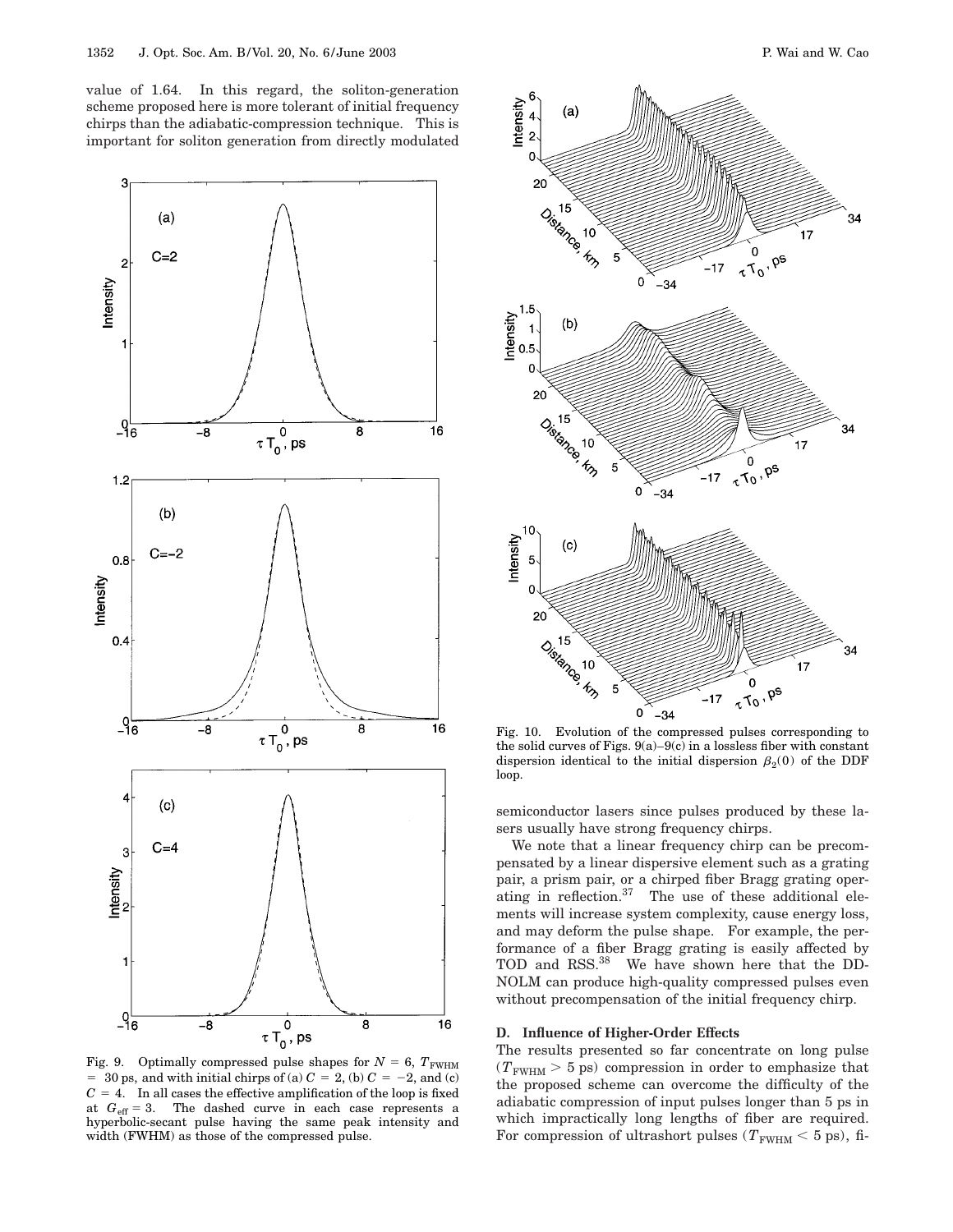value of 1.64. In this regard, the soliton-generation scheme proposed here is more tolerant of initial frequency chirps than the adiabatic-compression technique. This is important for soliton generation from directly modulated semiconductor lasers since pulses produced by these lasers usually have strong frequency chirps.

Fig. 9. Optimally compressed pulse shapes for $N = 6$, $T_{\mathrm{FWHM}} = 30$ ps, and with initial chirps of (a) $C = 2$, (b) $C = -2$, and (c) $C = 4$. In all cases the effective amplification of the loop is fixed at $G_{\mathrm{eff}} = 3$. The dashed curve in each case represents a hyperbolic-secant pulse having the same peak intensity and width (FWHM) as those of the compressed pulse.

Fig. 10. Evolution of the compressed pulses corresponding to the solid curves of Figs. 9(a)–9(c) in a lossless fiber with constant dispersion identical to the initial dispersion $\beta_2(0)$ of the DDF loop.

We note that a linear frequency chirp can be precompensated by a linear dispersive element such as a grating pair, a prism pair, or a chirped fiber Bragg grating operating in reflection.[37] The use of these additional elements will increase system complexity, cause energy loss, and may deform the pulse shape. For example, the performance of a fiber Bragg grating is easily affected by TOD and RSS.[38] We have shown here that the DD-NOLM can produce high-quality compressed pulses even without precompensation of the initial frequency chirp.

### D. Influence of Higher-Order Effects

The results presented so far concentrate on long pulse ($T_{\mathrm{FWHM}} > 5$ ps) compression in order to emphasize that the proposed scheme can overcome the difficulty of the adiabatic compression of input pulses longer than 5 ps in which impractically long lengths of fiber are required. For compression of ultrashort pulses ($T_{\mathrm{FWHM}} < 5$ ps), fi-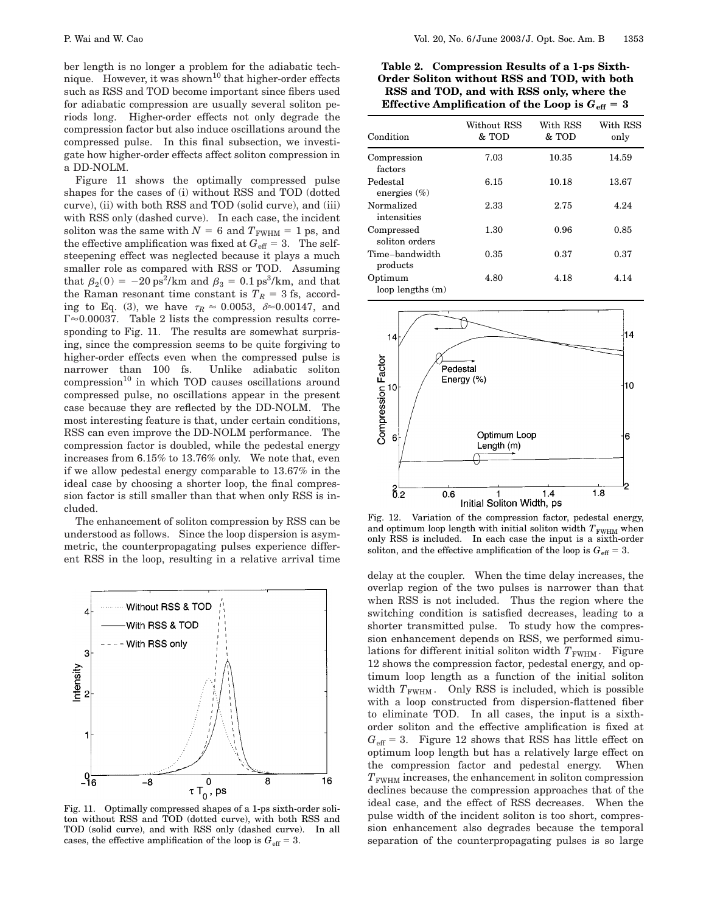ber length is no longer a problem for the adiabatic technique. However, it was shown[10] that higher-order effects such as RSS and TOD become important since fibers used for adiabatic compression are usually several soliton periods long. Higher-order effects not only degrade the compression factor but also induce oscillations around the compressed pulse. In this final subsection, we investigate how higher-order effects affect soliton compression in a DD-NOLM.

Figure 11 shows the optimally compressed pulse shapes for the cases of (i) without RSS and TOD (dotted curve), (ii) with both RSS and TOD (solid curve), and (iii) with RSS only (dashed curve). In each case, the incident soliton was the same with $N = 6$ and $T_{\mathrm{FWHM}} = 1$ ps, and the effective amplification was fixed at $G_{\mathrm{eff}} = 3$. The self-steepening effect was neglected because it plays a much smaller role as compared with RSS or TOD. Assuming that $\beta_2(0) = -20\,\mathrm{ps}^2/\mathrm{km}$ and $\beta_3 = 0.1\,\mathrm{ps}^3/\mathrm{km}$, and that the Raman resonant time constant is $T_R = 3$ fs, according to Eq. (3), we have $\tau_R \approx 0.0053$, $\delta \approx 0.00147$, and $\Gamma \approx 0.00037$. Table 2 lists the compression results corresponding to Fig. 11. The results are somewhat surprising, since the compression seems to be quite forgiving to higher-order effects even when the compressed pulse is narrower than 100 fs. Unlike adiabatic soliton compression[10] in which TOD causes oscillations around compressed pulse, no oscillations appear in the present case because they are reflected by the DD-NOLM. The most interesting feature is that, under certain conditions, RSS can even improve the DD-NOLM performance. The compression factor is doubled, while the pedestal energy increases from 6.15% to 13.76% only. We note that, even if we allow pedestal energy comparable to 13.67% in the ideal case by choosing a shorter loop, the final compression factor is still smaller than that when only RSS is included.

The enhancement of soliton compression by RSS can be understood as follows. Since the loop dispersion is asymmetric, the counterpropagating pulses experience different RSS in the loop, resulting in a relative arrival time delay at the coupler. When the time delay increases, the overlap region of the two pulses is narrower than that when RSS is not included. Thus the region where the switching condition is satisfied decreases, leading to a shorter transmitted pulse. To study how the compression enhancement depends on RSS, we performed simulations for different initial soliton width $T_{\mathrm{FWHM}}$. Figure 12 shows the compression factor, pedestal energy, and optimum loop length as a function of the initial soliton width $T_{\mathrm{FWHM}}$. Only RSS is included, which is possible with a loop constructed from dispersion-flattened fiber to eliminate TOD. In all cases, the input is a sixth-order soliton and the effective amplification is fixed at $G_{\mathrm{eff}} = 3$. Figure 12 shows that RSS has little effect on optimum loop length but has a relatively large effect on the compression factor and pedestal energy. When $T_{\mathrm{FWHM}}$ increases, the enhancement in soliton compression declines because the compression approaches that of the ideal case, and the effect of RSS decreases. When the pulse width of the incident soliton is too short, compression enhancement also degrades because the temporal separation of the counterpropagating pulses is so large

**Table 2. Compression Results of a 1-ps Sixth-Order Soliton without RSS and TOD, with both RSS and TOD, and with RSS only, where the Effective Amplification of the Loop is $G_{\mathrm{eff}} = 3$**

| Condition | Without RSS & TOD | With RSS & TOD | With RSS only |
|---|---|---|---|
| Compression factors | 7.03 | 10.35 | 14.59 |
| Pedestal energies (%) | 6.15 | 10.18 | 13.67 |
| Normalized intensities | 2.33 | 2.75 | 4.24 |
| Compressed soliton orders | 1.30 | 0.96 | 0.85 |
| Time–bandwidth products | 0.35 | 0.37 | 0.37 |
| Optimum loop lengths (m) | 4.80 | 4.18 | 4.14 |

Fig. 12. Variation of the compression factor, pedestal energy, and optimum loop length with initial soliton width $T_{\mathrm{FWHM}}$ when only RSS is included. In each case the input is a sixth-order soliton, and the effective amplification of the loop is $G_{\mathrm{eff}} = 3$.

Fig. 11. Optimally compressed shapes of a 1-ps sixth-order soliton without RSS and TOD (dotted curve), with both RSS and TOD (solid curve), and with RSS only (dashed curve). In all cases, the effective amplification of the loop is $G_{\mathrm{eff}} = 3$.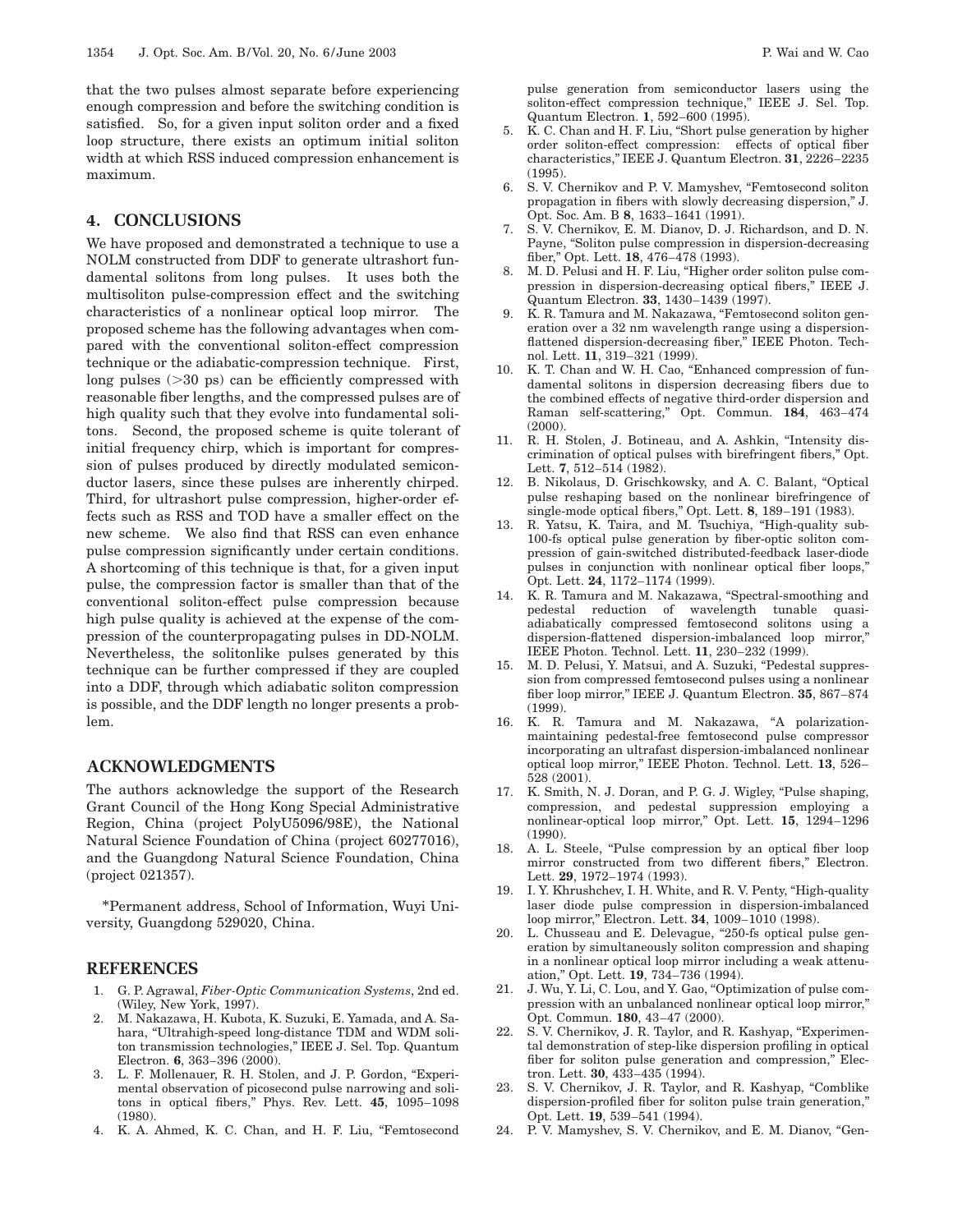that the two pulses almost separate before experiencing enough compression and before the switching condition is satisfied. So, for a given input soliton order and a fixed loop structure, there exists an optimum initial soliton width at which RSS induced compression enhancement is maximum.

## 4. CONCLUSIONS

We have proposed and demonstrated a technique to use a NOLM constructed from DDF to generate ultrashort fundamental solitons from long pulses. It uses both the multisoliton pulse-compression effect and the switching characteristics of a nonlinear optical loop mirror. The proposed scheme has the following advantages when compared with the conventional soliton-effect compression technique or the adiabatic-compression technique. First, long pulses (>30 ps) can be efficiently compressed with reasonable fiber lengths, and the compressed pulses are of high quality such that they evolve into fundamental solitons. Second, the proposed scheme is quite tolerant of initial frequency chirp, which is important for compression of pulses produced by directly modulated semiconductor lasers, since these pulses are inherently chirped. Third, for ultrashort pulse compression, higher-order effects such as RSS and TOD have a smaller effect on the new scheme. We also find that RSS can even enhance pulse compression significantly under certain conditions. A shortcoming of this technique is that, for a given input pulse, the compression factor is smaller than that of the conventional soliton-effect pulse compression because high pulse quality is achieved at the expense of the compression of the counterpropagating pulses in DD-NOLM. Nevertheless, the solitonlike pulses generated by this technique can be further compressed if they are coupled into a DDF, through which adiabatic soliton compression is possible, and the DDF length no longer presents a problem.

## ACKNOWLEDGMENTS

The authors acknowledge the support of the Research Grant Council of the Hong Kong Special Administrative Region, China (project PolyU5096/98E), the National Natural Science Foundation of China (project 60277016), and the Guangdong Natural Science Foundation, China (project 021357).

*Permanent address, School of Information, Wuyi University, Guangdong 529020, China.

## REFERENCES

1. G. P. Agrawal, *Fiber-Optic Communication Systems*, 2nd ed. (Wiley, New York, 1997).
2. M. Nakazawa, H. Kubota, K. Suzuki, E. Yamada, and A. Sahara, "Ultrahigh-speed long-distance TDM and WDM soliton transmission technologies," IEEE J. Sel. Top. Quantum Electron. **6**, 363–396 (2000).
3. L. F. Mollenauer, R. H. Stolen, and J. P. Gordon, "Experimental observation of picosecond pulse narrowing and solitons in optical fibers," Phys. Rev. Lett. **45**, 1095–1098 (1980).
4. K. A. Ahmed, K. C. Chan, and H. F. Liu, "Femtosecond pulse generation from semiconductor lasers using the soliton-effect compression technique," IEEE J. Sel. Top. Quantum Electron. **1**, 592–600 (1995).
5. K. C. Chan and H. F. Liu, "Short pulse generation by higher order soliton-effect compression: effects of optical fiber characteristics," IEEE J. Quantum Electron. **31**, 2226–2235 (1995).
6. S. V. Chernikov and P. V. Mamyshev, "Femtosecond soliton propagation in fibers with slowly decreasing dispersion," J. Opt. Soc. Am. B **8**, 1633–1641 (1991).
7. S. V. Chernikov, E. M. Dianov, D. J. Richardson, and D. N. Payne, "Soliton pulse compression in dispersion-decreasing fiber," Opt. Lett. **18**, 476–478 (1993).
8. M. D. Pelusi and H. F. Liu, "Higher order soliton pulse compression in dispersion-decreasing optical fibers," IEEE J. Quantum Electron. **33**, 1430–1439 (1997).
9. K. R. Tamura and M. Nakazawa, "Femtosecond soliton generation over a 32 nm wavelength range using a dispersion-flattened dispersion-decreasing fiber," IEEE Photon. Technol. Lett. **11**, 319–321 (1999).
10. K. T. Chan and W. H. Cao, "Enhanced compression of fundamental solitons in dispersion decreasing fibers due to the combined effects of negative third-order dispersion and Raman self-scattering," Opt. Commun. **184**, 463–474 (2000).
11. R. H. Stolen, J. Botineau, and A. Ashkin, "Intensity discrimination of optical pulses with birefringent fibers," Opt. Lett. **7**, 512–514 (1982).
12. B. Nikolaus, D. Grischkowsky, and A. C. Balant, "Optical pulse reshaping based on the nonlinear birefringence of single-mode optical fibers," Opt. Lett. **8**, 189–191 (1983).
13. R. Yatsu, K. Taira, and M. Tsuchiya, "High-quality sub-100-fs optical pulse generation by fiber-optic soliton compression of gain-switched distributed-feedback laser-diode pulses in conjunction with nonlinear optical fiber loops," Opt. Lett. **24**, 1172–1174 (1999).
14. K. R. Tamura and M. Nakazawa, "Spectral-smoothing and pedestal reduction of wavelength tunable quasi-adiabatically compressed femtosecond solitons using a dispersion-flattened dispersion-imbalanced loop mirror," IEEE Photon. Technol. Lett. **11**, 230–232 (1999).
15. M. D. Pelusi, Y. Matsui, and A. Suzuki, "Pedestal suppression from compressed femtosecond pulses using a nonlinear fiber loop mirror," IEEE J. Quantum Electron. **35**, 867–874 (1999).
16. K. R. Tamura and M. Nakazawa, "A polarization-maintaining pedestal-free femtosecond pulse compressor incorporating an ultrafast dispersion-imbalanced nonlinear optical loop mirror," IEEE Photon. Technol. Lett. **13**, 526–528 (2001).
17. K. Smith, N. J. Doran, and P. G. J. Wigley, "Pulse shaping, compression, and pedestal suppression employing a nonlinear-optical loop mirror," Opt. Lett. **15**, 1294–1296 (1990).
18. A. L. Steele, "Pulse compression by an optical fiber loop mirror constructed from two different fibers," Electron. Lett. **29**, 1972–1974 (1993).
19. I. Y. Khrushchev, I. H. White, and R. V. Penty, "High-quality laser diode pulse compression in dispersion-imbalanced loop mirror," Electron. Lett. **34**, 1009–1010 (1998).
20. L. Chusseau and E. Delevague, "250-fs optical pulse generation by simultaneously soliton compression and shaping in a nonlinear optical loop mirror including a weak attenuation," Opt. Lett. **19**, 734–736 (1994).
21. J. Wu, Y. Li, C. Lou, and Y. Gao, "Optimization of pulse compression with an unbalanced nonlinear optical loop mirror," Opt. Commun. **180**, 43–47 (2000).
22. S. V. Chernikov, J. R. Taylor, and R. Kashyap, "Experimental demonstration of step-like dispersion profiling in optical fiber for soliton pulse generation and compression," Electron. Lett. **30**, 433–435 (1994).
23. S. V. Chernikov, J. R. Taylor, and R. Kashyap, "Comblike dispersion-profiled fiber for soliton pulse train generation," Opt. Lett. **19**, 539–541 (1994).
24. P. V. Mamyshev, S. V. Chernikov, and E. M. Dianov, "Gen-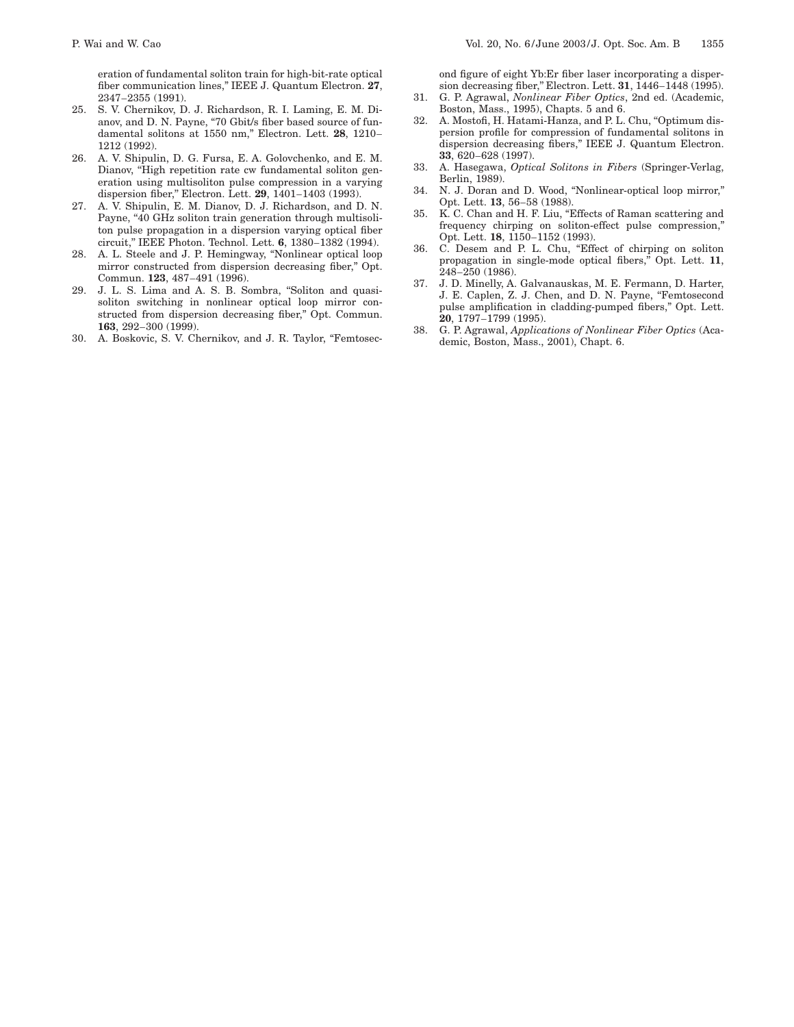eration of fundamental soliton train for high-bit-rate optical fiber communication lines," IEEE J. Quantum Electron. **27**, 2347–2355 (1991).

25. S. V. Chernikov, D. J. Richardson, R. I. Laming, E. M. Dianov, and D. N. Payne, "70 Gbit/s fiber based source of fundamental solitons at 1550 nm," Electron. Lett. **28**, 1210–1212 (1992).
26. A. V. Shipulin, D. G. Fursa, E. A. Golovchenko, and E. M. Dianov, "High repetition rate cw fundamental soliton generation using multisoliton pulse compression in a varying dispersion fiber," Electron. Lett. **29**, 1401–1403 (1993).
27. A. V. Shipulin, E. M. Dianov, D. J. Richardson, and D. N. Payne, "40 GHz soliton train generation through multisoliton pulse propagation in a dispersion varying optical fiber circuit," IEEE Photon. Technol. Lett. **6**, 1380–1382 (1994).
28. A. L. Steele and J. P. Hemingway, "Nonlinear optical loop mirror constructed from dispersion decreasing fiber," Opt. Commun. **123**, 487–491 (1996).
29. J. L. S. Lima and A. S. B. Sombra, "Soliton and quasi-soliton switching in nonlinear optical loop mirror constructed from dispersion decreasing fiber," Opt. Commun. **163**, 292–300 (1999).
30. A. Boskovic, S. V. Chernikov, and J. R. Taylor, "Femtosecond figure of eight Yb:Er fiber laser incorporating a dispersion decreasing fiber," Electron. Lett. **31**, 1446–1448 (1995).
31. G. P. Agrawal, *Nonlinear Fiber Optics*, 2nd ed. (Academic, Boston, Mass., 1995), Chapts. 5 and 6.
32. A. Mostofi, H. Hatami-Hanza, and P. L. Chu, "Optimum dispersion profile for compression of fundamental solitons in dispersion decreasing fibers," IEEE J. Quantum Electron. **33**, 620–628 (1997).
33. A. Hasegawa, *Optical Solitons in Fibers* (Springer-Verlag, Berlin, 1989).
34. N. J. Doran and D. Wood, "Nonlinear-optical loop mirror," Opt. Lett. **13**, 56–58 (1988).
35. K. C. Chan and H. F. Liu, "Effects of Raman scattering and frequency chirping on soliton-effect pulse compression," Opt. Lett. **18**, 1150–1152 (1993).
36. C. Desem and P. L. Chu, "Effect of chirping on soliton propagation in single-mode optical fibers," Opt. Lett. **11**, 248–250 (1986).
37. J. D. Minelly, A. Galvanauskas, M. E. Fermann, D. Harter, J. E. Caplen, Z. J. Chen, and D. N. Payne, "Femtosecond pulse amplification in cladding-pumped fibers," Opt. Lett. **20**, 1797–1799 (1995).
38. G. P. Agrawal, *Applications of Nonlinear Fiber Optics* (Academic, Boston, Mass., 2001), Chapt. 6.